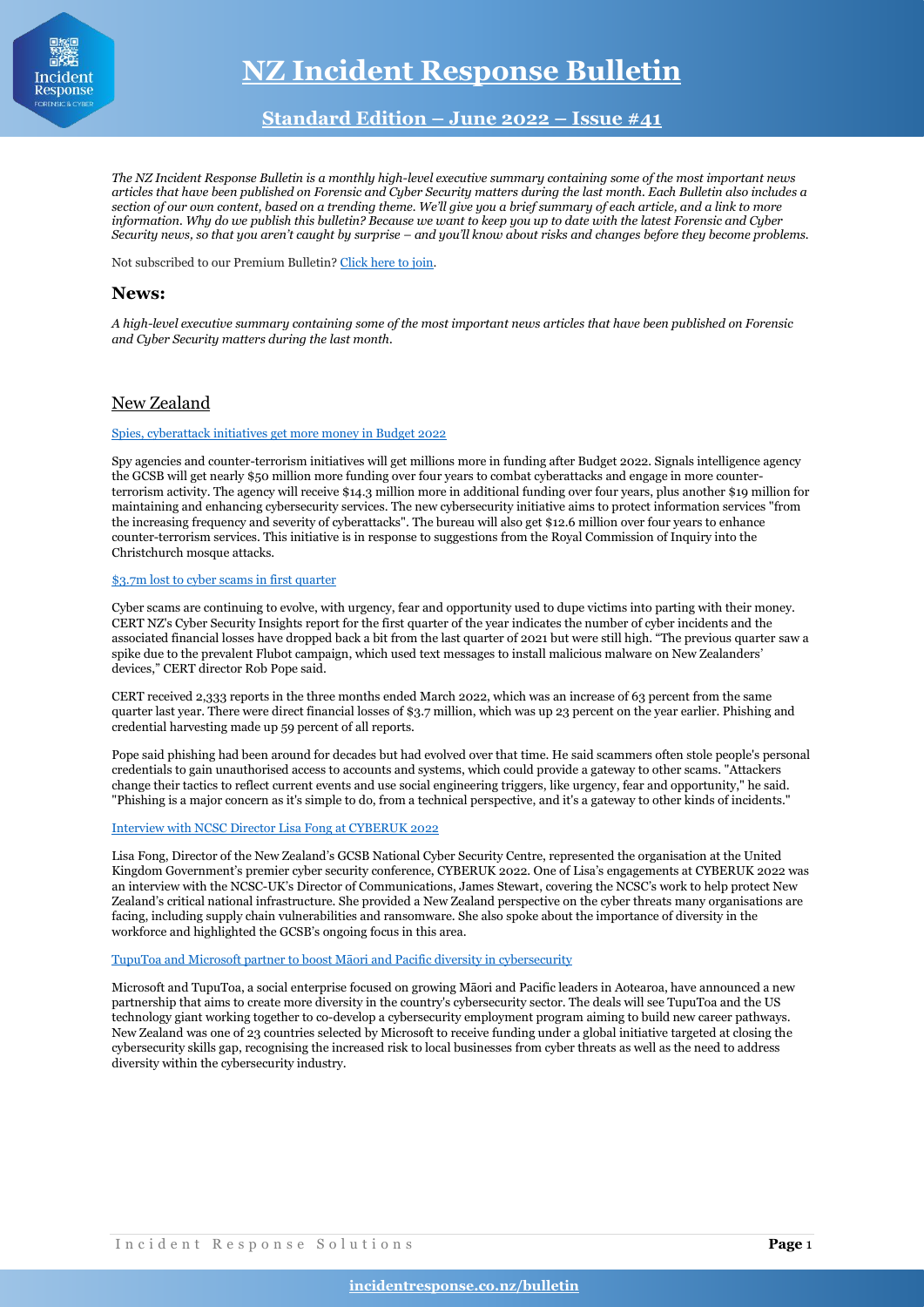# NZ Incident Response Bulletin

## Standard Edition – June 2022 – Issue #41

*The NZ Incident Response Bulletin is a monthly high-level executive summary containing some of the most important news articles that have been published on Forensic and Cyber Security matters during the last month. Each Bulletin also includes a section of our own content, based on a trending theme. We'll give you a brief summary of each article, and a link to more information. Why do we publish this bulletin? Because we want to keep you up to date with the latest Forensic and Cyber Security news, so that you aren't caught by surprise – and you'll know about risks and changes before they become problems.*

Not subscribed to our Premium Bulletin? Click here to join.

## News:

*A high-level executive summary containing some of the most important news articles that have been published on Forensic and Cyber Security matters during the last month.*

### New Zealand

Spies, cyberattack initiatives get more money in Budget 2022

Spy agencies and counter-terrorism initiatives will get millions more in funding after Budget 2022. Signals intelligence agency the GCSB will get nearly $50 million more funding over four years to combat cyberattacks and engage in more counter-terrorism activity. The agency will receive $14.3 million more in additional funding over four years, plus another $19 million for maintaining and enhancing cybersecurity services. The new cybersecurity initiative aims to protect information services "from the increasing frequency and severity of cyberattacks". The bureau will also get $12.6 million over four years to enhance counter-terrorism services. This initiative is in response to suggestions from the Royal Commission of Inquiry into the Christchurch mosque attacks.

$3.7m lost to cyber scams in first quarter

Cyber scams are continuing to evolve, with urgency, fear and opportunity used to dupe victims into parting with their money. CERT NZ's Cyber Security Insights report for the first quarter of the year indicates the number of cyber incidents and the associated financial losses have dropped back a bit from the last quarter of 2021 but were still high. "The previous quarter saw a spike due to the prevalent Flubot campaign, which used text messages to install malicious malware on New Zealanders' devices," CERT director Rob Pope said.

CERT received 2,333 reports in the three months ended March 2022, which was an increase of 63 percent from the same quarter last year. There were direct financial losses of $3.7 million, which was up 23 percent on the year earlier. Phishing and credential harvesting made up 59 percent of all reports.

Pope said phishing had been around for decades but had evolved over that time. He said scammers often stole people's personal credentials to gain unauthorised access to accounts and systems, which could provide a gateway to other scams. "Attackers change their tactics to reflect current events and use social engineering triggers, like urgency, fear and opportunity," he said. "Phishing is a major concern as it's simple to do, from a technical perspective, and it's a gateway to other kinds of incidents."

Interview with NCSC Director Lisa Fong at CYBERUK 2022

Lisa Fong, Director of the New Zealand's GCSB National Cyber Security Centre, represented the organisation at the United Kingdom Government's premier cyber security conference, CYBERUK 2022. One of Lisa's engagements at CYBERUK 2022 was an interview with the NCSC-UK's Director of Communications, James Stewart, covering the NCSC's work to help protect New Zealand's critical national infrastructure. She provided a New Zealand perspective on the cyber threats many organisations are facing, including supply chain vulnerabilities and ransomware. She also spoke about the importance of diversity in the workforce and highlighted the GCSB's ongoing focus in this area.

TupuToa and Microsoft partner to boost Māori and Pacific diversity in cybersecurity

Microsoft and TupuToa, a social enterprise focused on growing Māori and Pacific leaders in Aotearoa, have announced a new partnership that aims to create more diversity in the country's cybersecurity sector. The deals will see TupuToa and the US technology giant working together to co-develop a cybersecurity employment program aiming to build new career pathways. New Zealand was one of 23 countries selected by Microsoft to receive funding under a global initiative targeted at closing the cybersecurity skills gap, recognising the increased risk to local businesses from cyber threats as well as the need to address diversity within the cybersecurity industry.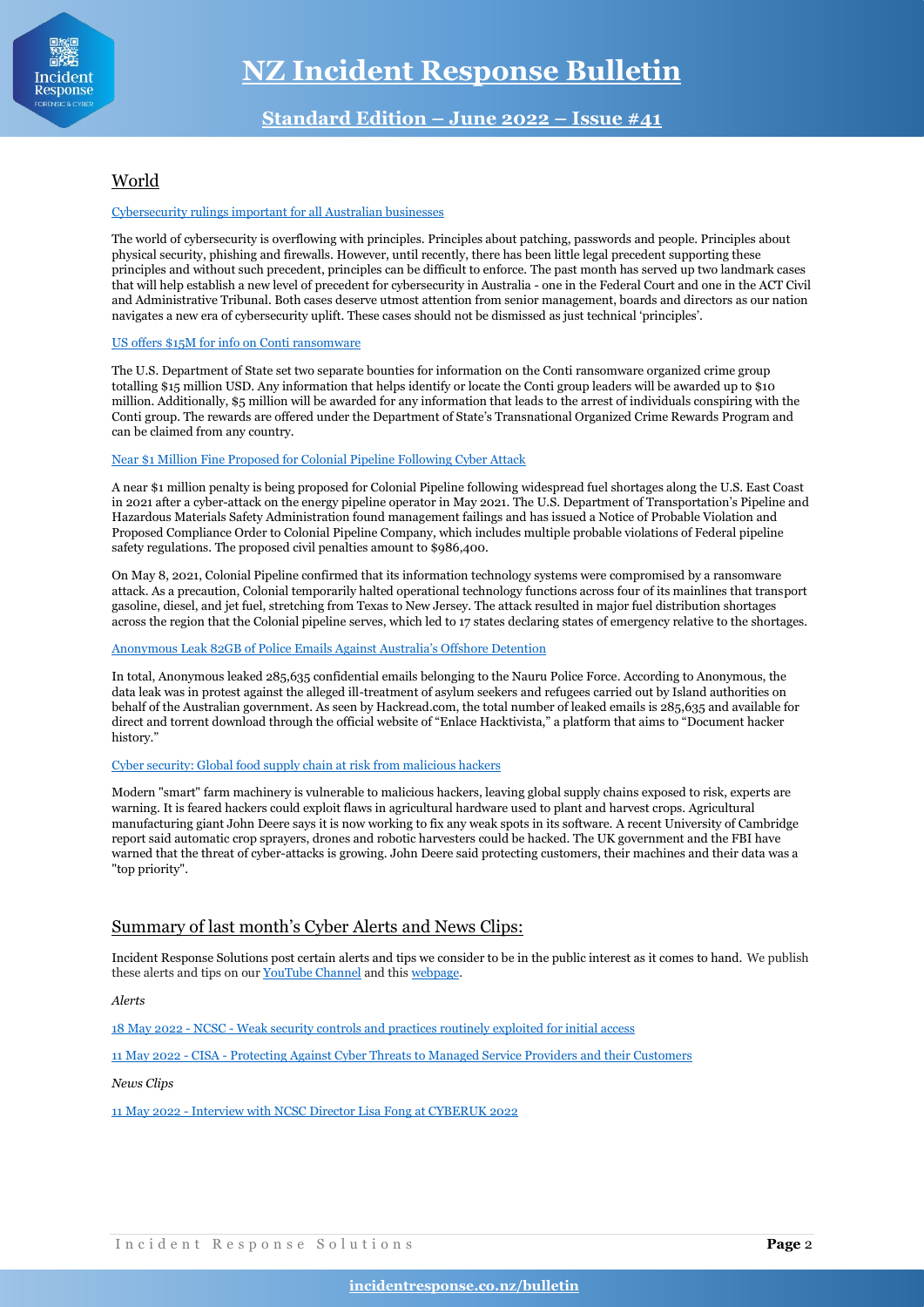## World

Cybersecurity rulings important for all Australian businesses

The world of cybersecurity is overflowing with principles. Principles about patching, passwords and people. Principles about physical security, phishing and firewalls. However, until recently, there has been little legal precedent supporting these principles and without such precedent, principles can be difficult to enforce. The past month has served up two landmark cases that will help establish a new level of precedent for cybersecurity in Australia - one in the Federal Court and one in the ACT Civil and Administrative Tribunal. Both cases deserve utmost attention from senior management, boards and directors as our nation navigates a new era of cybersecurity uplift. These cases should not be dismissed as just technical 'principles'.

US offers $15M for info on Conti ransomware

The U.S. Department of State set two separate bounties for information on the Conti ransomware organized crime group totalling $15 million USD. Any information that helps identify or locate the Conti group leaders will be awarded up to $10 million. Additionally, $5 million will be awarded for any information that leads to the arrest of individuals conspiring with the Conti group. The rewards are offered under the Department of State's Transnational Organized Crime Rewards Program and can be claimed from any country.

Near $1 Million Fine Proposed for Colonial Pipeline Following Cyber Attack

A near $1 million penalty is being proposed for Colonial Pipeline following widespread fuel shortages along the U.S. East Coast in 2021 after a cyber-attack on the energy pipeline operator in May 2021. The U.S. Department of Transportation's Pipeline and Hazardous Materials Safety Administration found management failings and has issued a Notice of Probable Violation and Proposed Compliance Order to Colonial Pipeline Company, which includes multiple probable violations of Federal pipeline safety regulations. The proposed civil penalties amount to $986,400.

On May 8, 2021, Colonial Pipeline confirmed that its information technology systems were compromised by a ransomware attack. As a precaution, Colonial temporarily halted operational technology functions across four of its mainlines that transport gasoline, diesel, and jet fuel, stretching from Texas to New Jersey. The attack resulted in major fuel distribution shortages across the region that the Colonial pipeline serves, which led to 17 states declaring states of emergency relative to the shortages.

Anonymous Leak 82GB of Police Emails Against Australia's Offshore Detention

In total, Anonymous leaked 285,635 confidential emails belonging to the Nauru Police Force. According to Anonymous, the data leak was in protest against the alleged ill-treatment of asylum seekers and refugees carried out by Island authorities on behalf of the Australian government. As seen by Hackread.com, the total number of leaked emails is 285,635 and available for direct and torrent download through the official website of "Enlace Hacktivista," a platform that aims to "Document hacker history."

Cyber security: Global food supply chain at risk from malicious hackers

Modern "smart" farm machinery is vulnerable to malicious hackers, leaving global supply chains exposed to risk, experts are warning. It is feared hackers could exploit flaws in agricultural hardware used to plant and harvest crops. Agricultural manufacturing giant John Deere says it is now working to fix any weak spots in its software. A recent University of Cambridge report said automatic crop sprayers, drones and robotic harvesters could be hacked. The UK government and the FBI have warned that the threat of cyber-attacks is growing. John Deere said protecting customers, their machines and their data was a "top priority".

## Summary of last month's Cyber Alerts and News Clips:

Incident Response Solutions post certain alerts and tips we consider to be in the public interest as it comes to hand. We publish these alerts and tips on our YouTube Channel and this webpage.

*Alerts*

18 May 2022 - NCSC - Weak security controls and practices routinely exploited for initial access

11 May 2022 - CISA - Protecting Against Cyber Threats to Managed Service Providers and their Customers

*News Clips*

11 May 2022 - Interview with NCSC Director Lisa Fong at CYBERUK 2022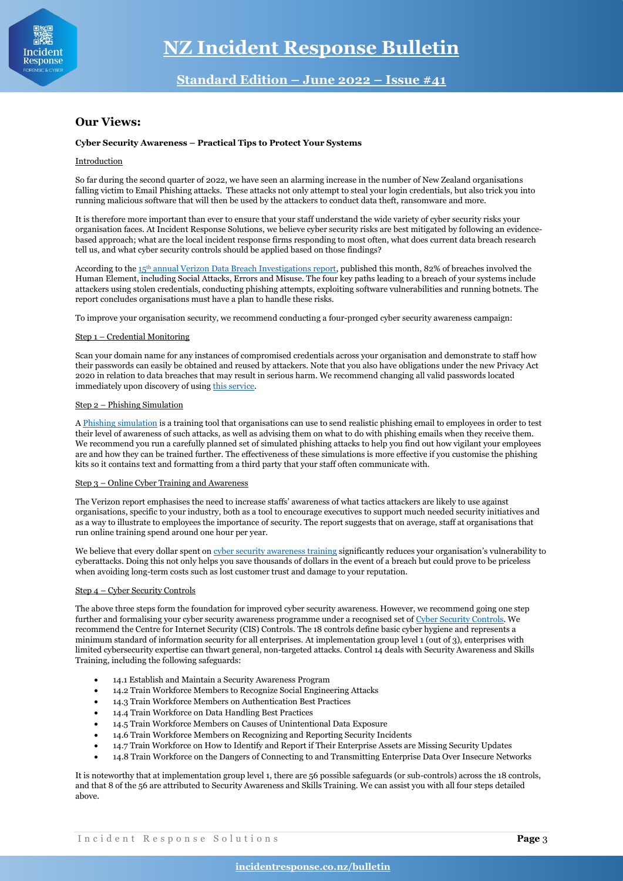## Our Views:

**Cyber Security Awareness – Practical Tips to Protect Your Systems**

Introduction

So far during the second quarter of 2022, we have seen an alarming increase in the number of New Zealand organisations falling victim to Email Phishing attacks. These attacks not only attempt to steal your login credentials, but also trick you into running malicious software that will then be used by the attackers to conduct data theft, ransomware and more.

It is therefore more important than ever to ensure that your staff understand the wide variety of cyber security risks your organisation faces. At Incident Response Solutions, we believe cyber security risks are best mitigated by following an evidence-based approach; what are the local incident response firms responding to most often, what does current data breach research tell us, and what cyber security controls should be applied based on those findings?

According to the 15th annual Verizon Data Breach Investigations report, published this month, 82% of breaches involved the Human Element, including Social Attacks, Errors and Misuse. The four key paths leading to a breach of your systems include attackers using stolen credentials, conducting phishing attempts, exploiting software vulnerabilities and running botnets. The report concludes organisations must have a plan to handle these risks.

To improve your organisation security, we recommend conducting a four-pronged cyber security awareness campaign:

Step 1 – Credential Monitoring

Scan your domain name for any instances of compromised credentials across your organisation and demonstrate to staff how their passwords can easily be obtained and reused by attackers. Note that you also have obligations under the new Privacy Act 2020 in relation to data breaches that may result in serious harm. We recommend changing all valid passwords located immediately upon discovery of using this service.

Step 2 – Phishing Simulation

A Phishing simulation is a training tool that organisations can use to send realistic phishing email to employees in order to test their level of awareness of such attacks, as well as advising them on what to do with phishing emails when they receive them. We recommend you run a carefully planned set of simulated phishing attacks to help you find out how vigilant your employees are and how they can be trained further. The effectiveness of these simulations is more effective if you customise the phishing kits so it contains text and formatting from a third party that your staff often communicate with.

Step 3 – Online Cyber Training and Awareness

The Verizon report emphasises the need to increase staffs' awareness of what tactics attackers are likely to use against organisations, specific to your industry, both as a tool to encourage executives to support much needed security initiatives and as a way to illustrate to employees the importance of security. The report suggests that on average, staff at organisations that run online training spend around one hour per year.

We believe that every dollar spent on cyber security awareness training significantly reduces your organisation's vulnerability to cyberattacks. Doing this not only helps you save thousands of dollars in the event of a breach but could prove to be priceless when avoiding long-term costs such as lost customer trust and damage to your reputation.

Step 4 – Cyber Security Controls

The above three steps form the foundation for improved cyber security awareness. However, we recommend going one step further and formalising your cyber security awareness programme under a recognised set of Cyber Security Controls. We recommend the Centre for Internet Security (CIS) Controls. The 18 controls define basic cyber hygiene and represents a minimum standard of information security for all enterprises. At implementation group level 1 (out of 3), enterprises with limited cybersecurity expertise can thwart general, non-targeted attacks. Control 14 deals with Security Awareness and Skills Training, including the following safeguards:

- 14.1 Establish and Maintain a Security Awareness Program
- 14.2 Train Workforce Members to Recognize Social Engineering Attacks
- 14.3 Train Workforce Members on Authentication Best Practices
- 14.4 Train Workforce on Data Handling Best Practices
- 14.5 Train Workforce Members on Causes of Unintentional Data Exposure
- 14.6 Train Workforce Members on Recognizing and Reporting Security Incidents
- 14.7 Train Workforce on How to Identify and Report if Their Enterprise Assets are Missing Security Updates
- 14.8 Train Workforce on the Dangers of Connecting to and Transmitting Enterprise Data Over Insecure Networks

It is noteworthy that at implementation group level 1, there are 56 possible safeguards (or sub-controls) across the 18 controls, and that 8 of the 56 are attributed to Security Awareness and Skills Training. We can assist you with all four steps detailed above.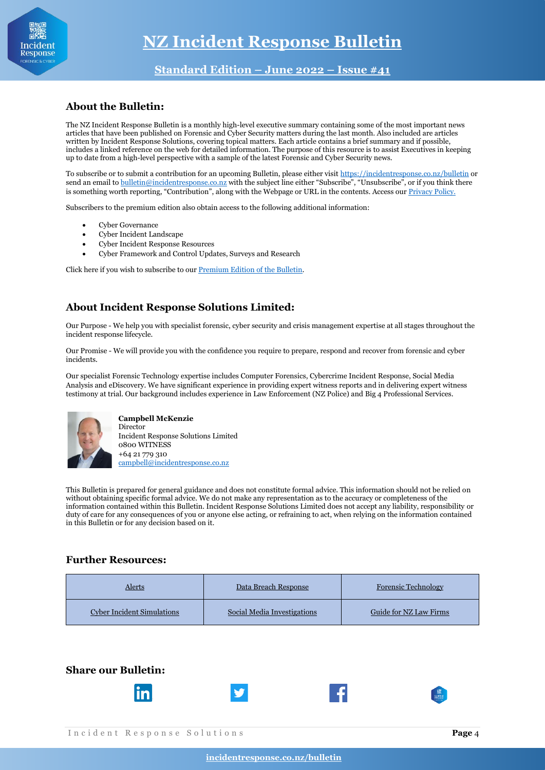# NZ Incident Response Bulletin

## Standard Edition – June 2022 – Issue #41

### About the Bulletin:

The NZ Incident Response Bulletin is a monthly high-level executive summary containing some of the most important news articles that have been published on Forensic and Cyber Security matters during the last month. Also included are articles written by Incident Response Solutions, covering topical matters. Each article contains a brief summary and if possible, includes a linked reference on the web for detailed information. The purpose of this resource is to assist Executives in keeping up to date from a high-level perspective with a sample of the latest Forensic and Cyber Security news.

To subscribe or to submit a contribution for an upcoming Bulletin, please either visit https://incidentresponse.co.nz/bulletin or send an email to bulletin@incidentresponse.co.nz with the subject line either "Subscribe", "Unsubscribe", or if you think there is something worth reporting, "Contribution", along with the Webpage or URL in the contents. Access our Privacy Policy.

Subscribers to the premium edition also obtain access to the following additional information:

- Cyber Governance
- Cyber Incident Landscape
- Cyber Incident Response Resources
- Cyber Framework and Control Updates, Surveys and Research

Click here if you wish to subscribe to our Premium Edition of the Bulletin.

### About Incident Response Solutions Limited:

Our Purpose - We help you with specialist forensic, cyber security and crisis management expertise at all stages throughout the incident response lifecycle.

Our Promise - We will provide you with the confidence you require to prepare, respond and recover from forensic and cyber incidents.

Our specialist Forensic Technology expertise includes Computer Forensics, Cybercrime Incident Response, Social Media Analysis and eDiscovery. We have significant experience in providing expert witness reports and in delivering expert witness testimony at trial. Our background includes experience in Law Enforcement (NZ Police) and Big 4 Professional Services.

**Campbell McKenzie**
Director
Incident Response Solutions Limited
0800 WITNESS
+64 21 779 310
campbell@incidentresponse.co.nz

This Bulletin is prepared for general guidance and does not constitute formal advice. This information should not be relied on without obtaining specific formal advice. We do not make any representation as to the accuracy or completeness of the information contained within this Bulletin. Incident Response Solutions Limited does not accept any liability, responsibility or duty of care for any consequences of you or anyone else acting, or refraining to act, when relying on the information contained in this Bulletin or for any decision based on it.

### Further Resources:

| | | |
|---|---|---|
| Alerts | Data Breach Response | Forensic Technology |
| Cyber Incident Simulations | Social Media Investigations | Guide for NZ Law Firms |

### Share our Bulletin: